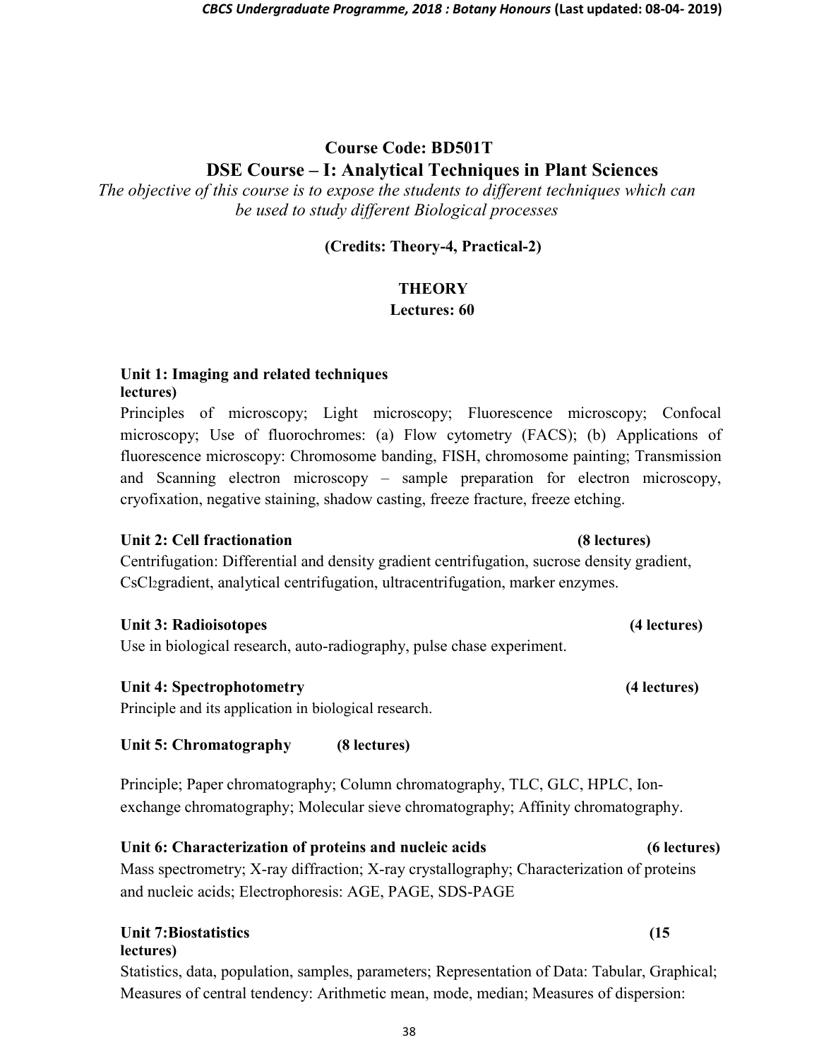# Course Code: BD501T

## DSE Course – I: Analytical Techniques in Plant Sciences

*The objective of this course is to expose the students to different techniques which can be used to study different Biological processes*

**(Credits: Theory-4, Practical-2)**

**THEORY**

**Lectures: 60**

**Unit 1: Imaging and related techniques**
**lectures)**

Principles of microscopy; Light microscopy; Fluorescence microscopy; Confocal microscopy; Use of fluorochromes: (a) Flow cytometry (FACS); (b) Applications of fluorescence microscopy: Chromosome banding, FISH, chromosome painting; Transmission and Scanning electron microscopy – sample preparation for electron microscopy, cryofixation, negative staining, shadow casting, freeze fracture, freeze etching.

**Unit 2: Cell fractionation** **(8 lectures)**

Centrifugation: Differential and density gradient centrifugation, sucrose density gradient, $CsCl_2$gradient, analytical centrifugation, ultracentrifugation, marker enzymes.

**Unit 3: Radioisotopes** **(4 lectures)**

Use in biological research, auto-radiography, pulse chase experiment.

**Unit 4: Spectrophotometry** **(4 lectures)**

Principle and its application in biological research.

**Unit 5: Chromatography** **(8 lectures)**

Principle; Paper chromatography; Column chromatography, TLC, GLC, HPLC, Ion-exchange chromatography; Molecular sieve chromatography; Affinity chromatography.

**Unit 6: Characterization of proteins and nucleic acids** **(6 lectures)**

Mass spectrometry; X-ray diffraction; X-ray crystallography; Characterization of proteins and nucleic acids; Electrophoresis: AGE, PAGE, SDS-PAGE

**Unit 7:Biostatistics** **(15 lectures)**

Statistics, data, population, samples, parameters; Representation of Data: Tabular, Graphical; Measures of central tendency: Arithmetic mean, mode, median; Measures of dispersion: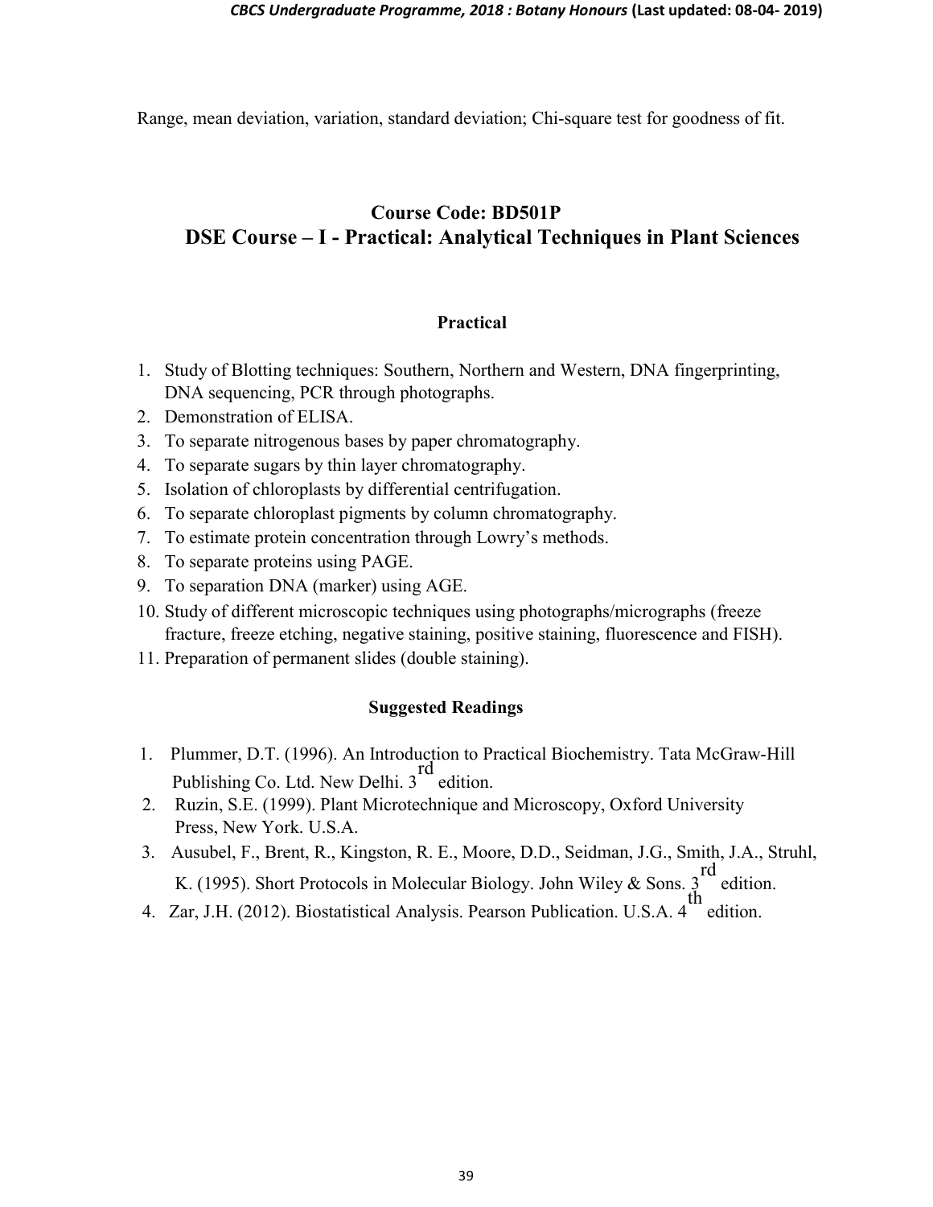Range, mean deviation, variation, standard deviation; Chi-square test for goodness of fit.

## Course Code: BD501P

## DSE Course – I - Practical: Analytical Techniques in Plant Sciences

### Practical

1. Study of Blotting techniques: Southern, Northern and Western, DNA fingerprinting, DNA sequencing, PCR through photographs.
2. Demonstration of ELISA.
3. To separate nitrogenous bases by paper chromatography.
4. To separate sugars by thin layer chromatography.
5. Isolation of chloroplasts by differential centrifugation.
6. To separate chloroplast pigments by column chromatography.
7. To estimate protein concentration through Lowry's methods.
8. To separate proteins using PAGE.
9. To separation DNA (marker) using AGE.
10. Study of different microscopic techniques using photographs/micrographs (freeze fracture, freeze etching, negative staining, positive staining, fluorescence and FISH).
11. Preparation of permanent slides (double staining).

### Suggested Readings

1. Plummer, D.T. (1996). An Introduction to Practical Biochemistry. Tata McGraw-Hill Publishing Co. Ltd. New Delhi. 3rd edition.
2. Ruzin, S.E. (1999). Plant Microtechnique and Microscopy, Oxford University Press, New York. U.S.A.
3. Ausubel, F., Brent, R., Kingston, R. E., Moore, D.D., Seidman, J.G., Smith, J.A., Struhl, K. (1995). Short Protocols in Molecular Biology. John Wiley & Sons. 3rd edition.
4. Zar, J.H. (2012). Biostatistical Analysis. Pearson Publication. U.S.A. 4th edition.